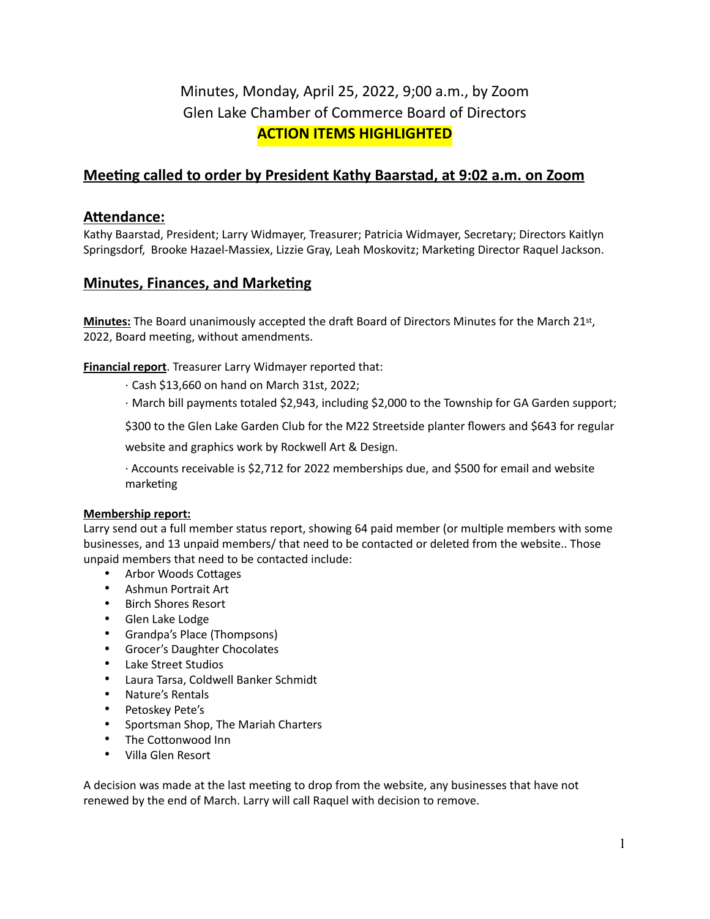# Minutes, Monday, April 25, 2022, 9;00 a.m., by Zoom
# Glen Lake Chamber of Commerce Board of Directors
# **ACTION ITEMS HIGHLIGHTED**

## Meeting called to order by President Kathy Baarstad, at 9:02 a.m. on Zoom

## Attendance:

Kathy Baarstad, President; Larry Widmayer, Treasurer; Patricia Widmayer, Secretary; Directors Kaitlyn Springsdorf, Brooke Hazael-Massiex, Lizzie Gray, Leah Moskovitz; Marketing Director Raquel Jackson.

## Minutes, Finances, and Marketing

**Minutes:** The Board unanimously accepted the draft Board of Directors Minutes for the March 21st, 2022, Board meeting, without amendments.

**Financial report**. Treasurer Larry Widmayer reported that:

· Cash $13,660 on hand on March 31st, 2022;

· March bill payments totaled $2,943, including $2,000 to the Township for GA Garden support; $300 to the Glen Lake Garden Club for the M22 Streetside planter flowers and $643 for regular website and graphics work by Rockwell Art & Design.

· Accounts receivable is $2,712 for 2022 memberships due, and $500 for email and website marketing

**Membership report:**

Larry send out a full member status report, showing 64 paid member (or multiple members with some businesses, and 13 unpaid members/ that need to be contacted or deleted from the website.. Those unpaid members that need to be contacted include:

- Arbor Woods Cottages
- Ashmun Portrait Art
- Birch Shores Resort
- Glen Lake Lodge
- Grandpa's Place (Thompsons)
- Grocer's Daughter Chocolates
- Lake Street Studios
- Laura Tarsa, Coldwell Banker Schmidt
- Nature's Rentals
- Petoskey Pete's
- Sportsman Shop, The Mariah Charters
- The Cottonwood Inn
- Villa Glen Resort

A decision was made at the last meeting to drop from the website, any businesses that have not renewed by the end of March. Larry will call Raquel with decision to remove.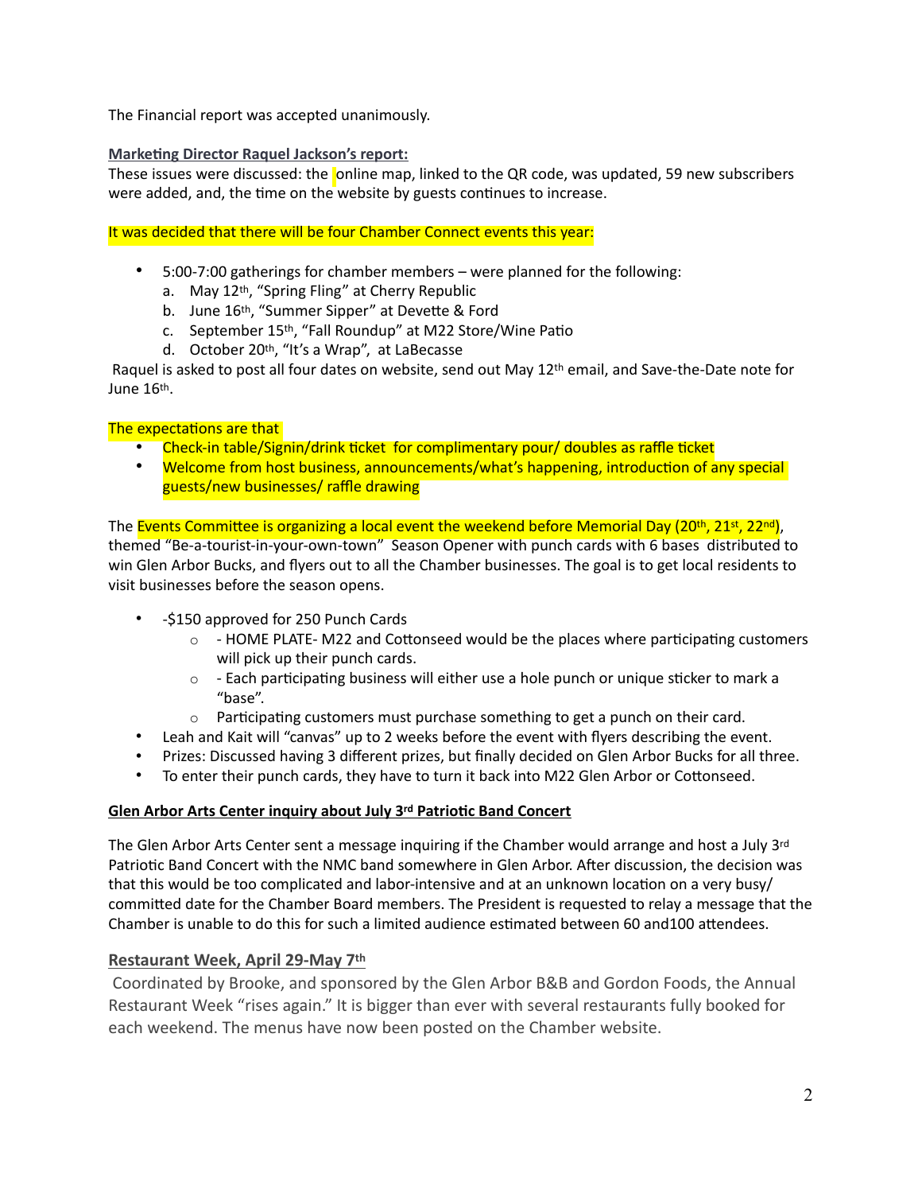The Financial report was accepted unanimously.

**Marketing Director Raquel Jackson's report:**

These issues were discussed: the online map, linked to the QR code, was updated, 59 new subscribers were added, and, the time on the website by guests continues to increase.

It was decided that there will be four Chamber Connect events this year:

- 5:00-7:00 gatherings for chamber members – were planned for the following:
  a. May 12th, "Spring Fling" at Cherry Republic
  b. June 16th, "Summer Sipper" at Devette & Ford
  c. September 15th, "Fall Roundup" at M22 Store/Wine Patio
  d. October 20th, "It's a Wrap", at LaBecasse

Raquel is asked to post all four dates on website, send out May 12th email, and Save-the-Date note for June 16th.

The expectations are that

- Check-in table/Signin/drink ticket for complimentary pour/ doubles as raffle ticket
- Welcome from host business, announcements/what's happening, introduction of any special guests/new businesses/ raffle drawing

The Events Committee is organizing a local event the weekend before Memorial Day (20th, 21st, 22nd), themed "Be-a-tourist-in-your-own-town" Season Opener with punch cards with 6 bases distributed to win Glen Arbor Bucks, and flyers out to all the Chamber businesses. The goal is to get local residents to visit businesses before the season opens.

- -$150 approved for 250 Punch Cards
  - - HOME PLATE- M22 and Cottonseed would be the places where participating customers will pick up their punch cards.
  - - Each participating business will either use a hole punch or unique sticker to mark a "base".
  - Participating customers must purchase something to get a punch on their card.
- Leah and Kait will "canvas" up to 2 weeks before the event with flyers describing the event.
- Prizes: Discussed having 3 different prizes, but finally decided on Glen Arbor Bucks for all three.
- To enter their punch cards, they have to turn it back into M22 Glen Arbor or Cottonseed.

**Glen Arbor Arts Center inquiry about July 3rd Patriotic Band Concert**

The Glen Arbor Arts Center sent a message inquiring if the Chamber would arrange and host a July 3rd Patriotic Band Concert with the NMC band somewhere in Glen Arbor. After discussion, the decision was that this would be too complicated and labor-intensive and at an unknown location on a very busy/ committed date for the Chamber Board members. The President is requested to relay a message that the Chamber is unable to do this for such a limited audience estimated between 60 and100 attendees.

**Restaurant Week, April 29-May 7th**

Coordinated by Brooke, and sponsored by the Glen Arbor B&B and Gordon Foods, the Annual Restaurant Week "rises again." It is bigger than ever with several restaurants fully booked for each weekend. The menus have now been posted on the Chamber website.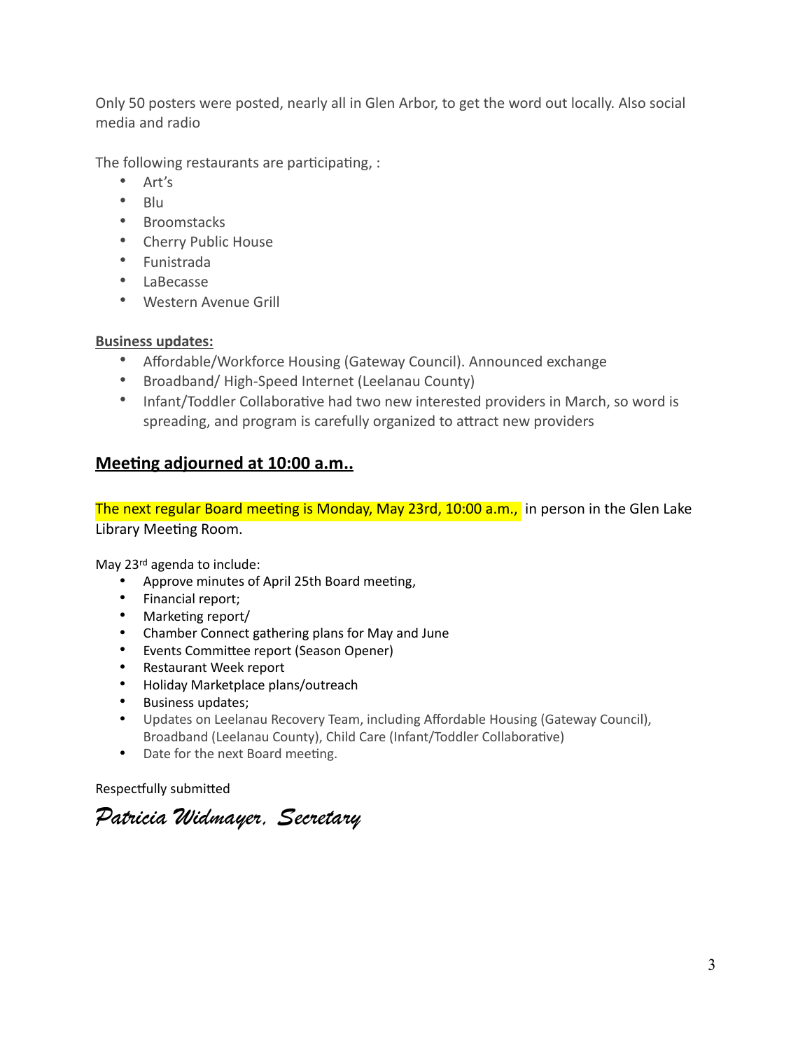Only 50 posters were posted, nearly all in Glen Arbor, to get the word out locally. Also social media and radio

The following restaurants are participating, :

- Art's
- Blu
- Broomstacks
- Cherry Public House
- Funistrada
- LaBecasse
- Western Avenue Grill

**Business updates:**

- Affordable/Workforce Housing (Gateway Council). Announced exchange
- Broadband/ High-Speed Internet (Leelanau County)
- Infant/Toddler Collaborative had two new interested providers in March, so word is spreading, and program is carefully organized to attract new providers

## **Meeting adjourned at 10:00 a.m..**

The next regular Board meeting is Monday, May 23rd, 10:00 a.m., in person in the Glen Lake Library Meeting Room.

May 23rd agenda to include:

- Approve minutes of April 25th Board meeting,
- Financial report;
- Marketing report/
- Chamber Connect gathering plans for May and June
- Events Committee report (Season Opener)
- Restaurant Week report
- Holiday Marketplace plans/outreach
- Business updates;
- Updates on Leelanau Recovery Team, including Affordable Housing (Gateway Council), Broadband (Leelanau County), Child Care (Infant/Toddler Collaborative)
- Date for the next Board meeting.

Respectfully submitted

*Patricia Widmayer, Secretary*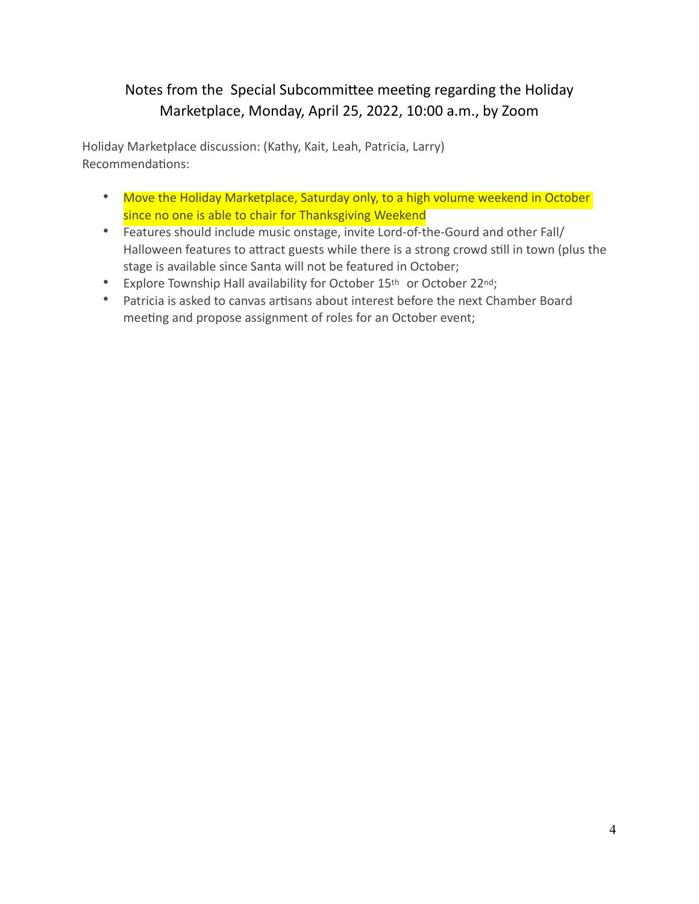# Notes from the Special Subcommittee meeting regarding the Holiday Marketplace, Monday, April 25, 2022, 10:00 a.m., by Zoom

Holiday Marketplace discussion: (Kathy, Kait, Leah, Patricia, Larry)
Recommendations:

- Move the Holiday Marketplace, Saturday only, to a high volume weekend in October since no one is able to chair for Thanksgiving Weekend
- Features should include music onstage, invite Lord-of-the-Gourd and other Fall/ Halloween features to attract guests while there is a strong crowd still in town (plus the stage is available since Santa will not be featured in October;
- Explore Township Hall availability for October 15th or October 22nd;
- Patricia is asked to canvas artisans about interest before the next Chamber Board meeting and propose assignment of roles for an October event;